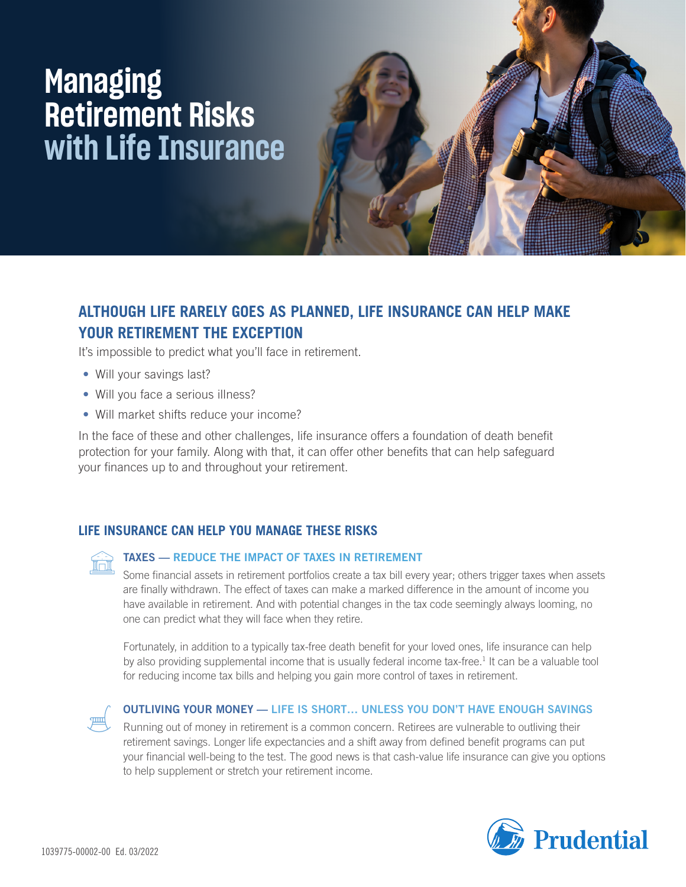# Managing Retirement Risks with Life Insurance

## ALTHOUGH LIFE RARELY GOES AS PLANNED, LIFE INSURANCE CAN HELP MAKE YOUR RETIREMENT THE EXCEPTION

It's impossible to predict what you'll face in retirement.

- Will your savings last?
- Will you face a serious illness?
- Will market shifts reduce your income?

In the face of these and other challenges, life insurance offers a foundation of death benefit protection for your family. Along with that, it can offer other benefits that can help safeguard your finances up to and throughout your retirement.

## LIFE INSURANCE CAN HELP YOU MANAGE THESE RISKS

### TAXES — REDUCE THE IMPACT OF TAXES IN RETIREMENT

Some financial assets in retirement portfolios create a tax bill every year; others trigger taxes when assets are finally withdrawn. The effect of taxes can make a marked difference in the amount of income you have available in retirement. And with potential changes in the tax code seemingly always looming, no one can predict what they will face when they retire.

Fortunately, in addition to a typically tax-free death benefit for your loved ones, life insurance can help by also providing supplemental income that is usually federal income tax-free.[1] It can be a valuable tool for reducing income tax bills and helping you gain more control of taxes in retirement.

### OUTLIVING YOUR MONEY — LIFE IS SHORT… UNLESS YOU DON'T HAVE ENOUGH SAVINGS

Running out of money in retirement is a common concern. Retirees are vulnerable to outliving their retirement savings. Longer life expectancies and a shift away from defined benefit programs can put your financial well-being to the test. The good news is that cash-value life insurance can give you options to help supplement or stretch your retirement income.

1039775-00002-00 Ed. 03/2022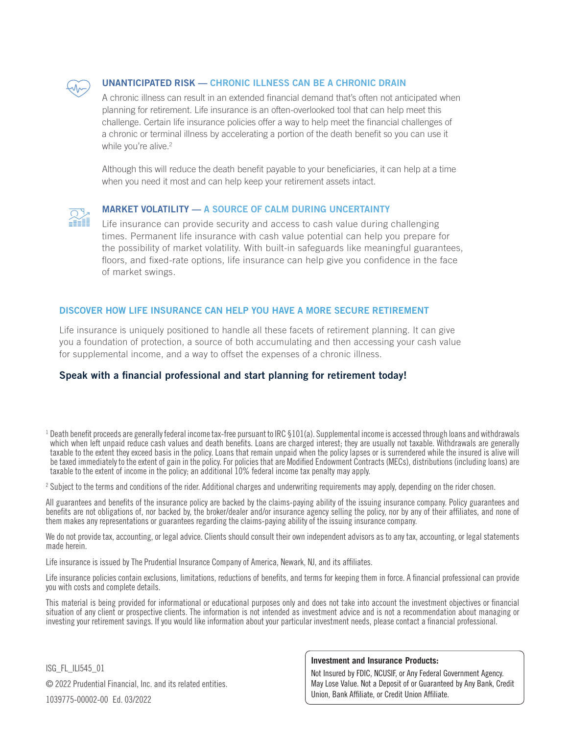### UNANTICIPATED RISK — CHRONIC ILLNESS CAN BE A CHRONIC DRAIN

A chronic illness can result in an extended financial demand that's often not anticipated when planning for retirement. Life insurance is an often-overlooked tool that can help meet this challenge. Certain life insurance policies offer a way to help meet the financial challenges of a chronic or terminal illness by accelerating a portion of the death benefit so you can use it while you're alive.[2]

Although this will reduce the death benefit payable to your beneficiaries, it can help at a time when you need it most and can help keep your retirement assets intact.

### MARKET VOLATILITY — A SOURCE OF CALM DURING UNCERTAINTY

Life insurance can provide security and access to cash value during challenging times. Permanent life insurance with cash value potential can help you prepare for the possibility of market volatility. With built-in safeguards like meaningful guarantees, floors, and fixed-rate options, life insurance can help give you confidence in the face of market swings.

## DISCOVER HOW LIFE INSURANCE CAN HELP YOU HAVE A MORE SECURE RETIREMENT

Life insurance is uniquely positioned to handle all these facets of retirement planning. It can give you a foundation of protection, a source of both accumulating and then accessing your cash value for supplemental income, and a way to offset the expenses of a chronic illness.

**Speak with a financial professional and start planning for retirement today!**

[1] Death benefit proceeds are generally federal income tax-free pursuant to IRC §101(a). Supplemental income is accessed through loans and withdrawals which when left unpaid reduce cash values and death benefits. Loans are charged interest; they are usually not taxable. Withdrawals are generally taxable to the extent they exceed basis in the policy. Loans that remain unpaid when the policy lapses or is surrendered while the insured is alive will be taxed immediately to the extent of gain in the policy. For policies that are Modified Endowment Contracts (MECs), distributions (including loans) are taxable to the extent of income in the policy; an additional 10% federal income tax penalty may apply.

[2] Subject to the terms and conditions of the rider. Additional charges and underwriting requirements may apply, depending on the rider chosen.

All guarantees and benefits of the insurance policy are backed by the claims-paying ability of the issuing insurance company. Policy guarantees and benefits are not obligations of, nor backed by, the broker/dealer and/or insurance agency selling the policy, nor by any of their affiliates, and none of them makes any representations or guarantees regarding the claims-paying ability of the issuing insurance company.

We do not provide tax, accounting, or legal advice. Clients should consult their own independent advisors as to any tax, accounting, or legal statements made herein.

Life insurance is issued by The Prudential Insurance Company of America, Newark, NJ, and its affiliates.

Life insurance policies contain exclusions, limitations, reductions of benefits, and terms for keeping them in force. A financial professional can provide you with costs and complete details.

This material is being provided for informational or educational purposes only and does not take into account the investment objectives or financial situation of any client or prospective clients. The information is not intended as investment advice and is not a recommendation about managing or investing your retirement savings. If you would like information about your particular investment needs, please contact a financial professional.

ISG_FL_ILI545_01

© 2022 Prudential Financial, Inc. and its related entities.

1039775-00002-00 Ed. 03/2022

**Investment and Insurance Products:**

Not Insured by FDIC, NCUSIF, or Any Federal Government Agency. May Lose Value. Not a Deposit of or Guaranteed by Any Bank, Credit Union, Bank Affiliate, or Credit Union Affiliate.